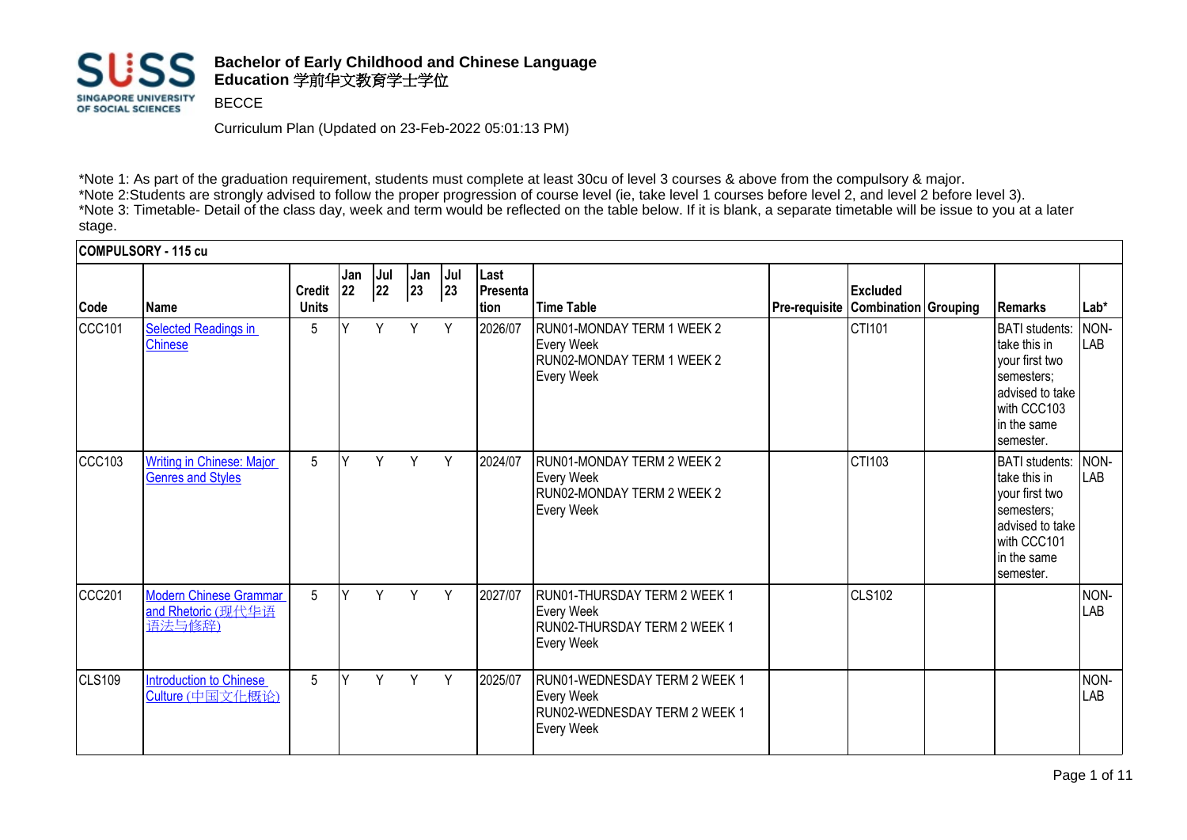# Bachelor of Early Childhood and Chinese Language Education 学前华文教育学士学位

BECCE

Curriculum Plan (Updated on 23-Feb-2022 05:01:13 PM)

*Note 1: As part of the graduation requirement, students must complete at least 30cu of level 3 courses & above from the compulsory & major.
*Note 2:Students are strongly advised to follow the proper progression of course level (ie, take level 1 courses before level 2, and level 2 before level 3).
*Note 3: Timetable- Detail of the class day, week and term would be reflected on the table below. If it is blank, a separate timetable will be issue to you at a later stage.

**COMPULSORY - 115 cu**

| Code | Name | Credit Units | Jan 22 | Jul 22 | Jan 23 | Jul 23 | Last Presentation | Time Table | Pre-requisite | Excluded Combination | Grouping | Remarks | Lab* |
|---|---|---|---|---|---|---|---|---|---|---|---|---|---|
| CCC101 | Selected Readings in Chinese | 5 | Y | Y | Y | Y | 2026/07 | RUN01-MONDAY TERM 1 WEEK 2 Every Week RUN02-MONDAY TERM 1 WEEK 2 Every Week | | CTI101 | | BATI students: take this in your first two semesters; advised to take with CCC103 in the same semester. | NON-LAB |
| CCC103 | Writing in Chinese: Major Genres and Styles | 5 | Y | Y | Y | Y | 2024/07 | RUN01-MONDAY TERM 2 WEEK 2 Every Week RUN02-MONDAY TERM 2 WEEK 2 Every Week | | CTI103 | | BATI students: take this in your first two semesters; advised to take with CCC101 in the same semester. | NON-LAB |
| CCC201 | Modern Chinese Grammar and Rhetoric (现代华语语法与修辞) | 5 | Y | Y | Y | Y | 2027/07 | RUN01-THURSDAY TERM 2 WEEK 1 Every Week RUN02-THURSDAY TERM 2 WEEK 1 Every Week | | CLS102 | | | NON-LAB |
| CLS109 | Introduction to Chinese Culture (中国文化概论) | 5 | Y | Y | Y | Y | 2025/07 | RUN01-WEDNESDAY TERM 2 WEEK 1 Every Week RUN02-WEDNESDAY TERM 2 WEEK 1 Every Week | | | | | NON-LAB |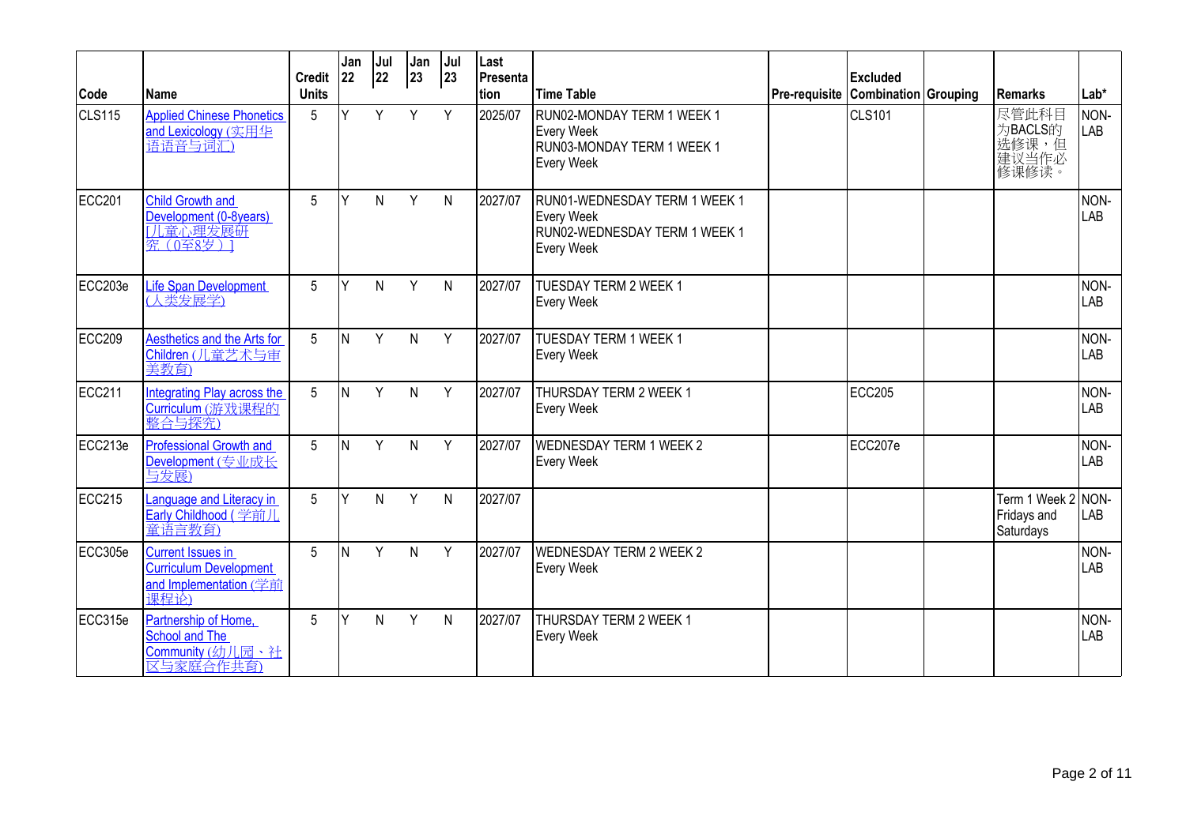| Code | Name | Credit Units | Jan 22 | Jul 22 | Jan 23 | Jul 23 | Last Presentation | Time Table | Pre-requisite | Excluded Combination | Grouping | Remarks | Lab* |
|---|---|---|---|---|---|---|---|---|---|---|---|---|---|
| CLS115 | Applied Chinese Phonetics and Lexicology (实用华语语音与词汇) | 5 | Y | Y | Y | Y | 2025/07 | RUN02-MONDAY TERM 1 WEEK 1 Every Week RUN03-MONDAY TERM 1 WEEK 1 Every Week | | CLS101 | | 尽管此科目为BACLS的选修课，但建议当作必修修读。 | NON-LAB |
| ECC201 | Child Growth and Development (0-8years) [儿童心理发展研究（0至8岁）] | 5 | Y | N | Y | N | 2027/07 | RUN01-WEDNESDAY TERM 1 WEEK 1 Every Week RUN02-WEDNESDAY TERM 1 WEEK 1 Every Week | | | | | NON-LAB |
| ECC203e | Life Span Development (人类发展学) | 5 | Y | N | Y | N | 2027/07 | TUESDAY TERM 2 WEEK 1 Every Week | | | | | NON-LAB |
| ECC209 | Aesthetics and the Arts for Children (儿童艺术与审美教育) | 5 | N | Y | N | Y | 2027/07 | TUESDAY TERM 1 WEEK 1 Every Week | | | | | NON-LAB |
| ECC211 | Integrating Play across the Curriculum (游戏课程的整合与探究) | 5 | N | Y | N | Y | 2027/07 | THURSDAY TERM 2 WEEK 1 Every Week | | ECC205 | | | NON-LAB |
| ECC213e | Professional Growth and Development (专业成长与发展) | 5 | N | Y | N | Y | 2027/07 | WEDNESDAY TERM 1 WEEK 2 Every Week | | ECC207e | | | NON-LAB |
| ECC215 | Language and Literacy in Early Childhood (学前儿童语言教育) | 5 | Y | N | Y | N | 2027/07 | | | | | Term 1 Week 2 Fridays and Saturdays | NON-LAB |
| ECC305e | Current Issues in Curriculum Development and Implementation (学前课程论) | 5 | N | Y | N | Y | 2027/07 | WEDNESDAY TERM 2 WEEK 2 Every Week | | | | | NON-LAB |
| ECC315e | Partnership of Home, School and The Community (幼儿园、社区与家庭合作共育) | 5 | Y | N | Y | N | 2027/07 | THURSDAY TERM 2 WEEK 1 Every Week | | | | | NON-LAB |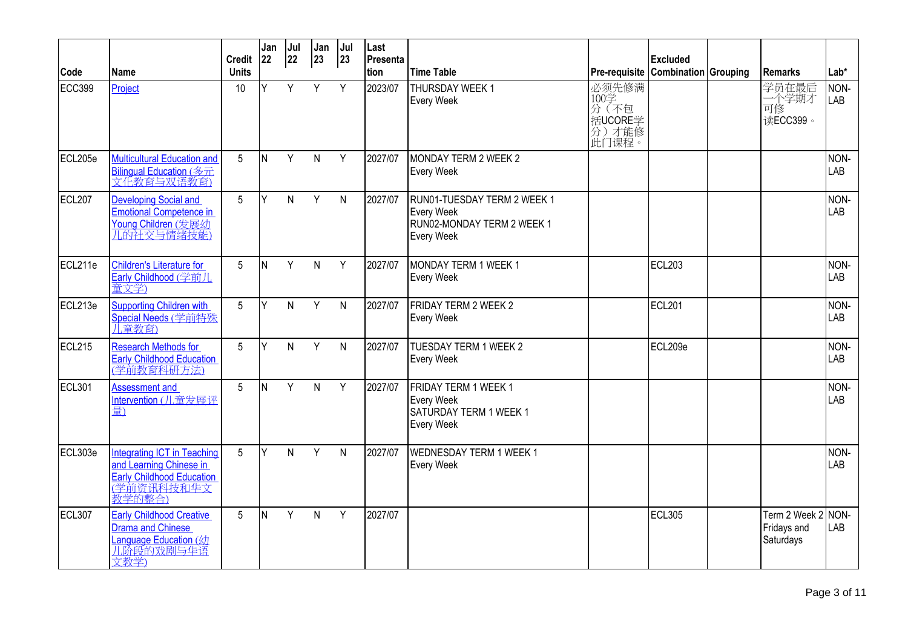| Code | Name | Credit Units | Jan 22 | Jul 22 | Jan 23 | Jul 23 | Last Presentation | Time Table | Pre-requisite | Excluded Combination | Grouping | Remarks | Lab* |
|---|---|---|---|---|---|---|---|---|---|---|---|---|---|
| ECC399 | Project | 10 | Y | Y | Y | Y | 2023/07 | THURSDAY WEEK 1<br>Every Week | 必须先修满100学分（不包括UCORE学分）才能修此门课程。 | | | 学员在最后一个学期才可修读ECC399。 | NON-LAB |
| ECL205e | Multicultural Education and Bilingual Education (多元文化教育与双语教育) | 5 | N | Y | N | Y | 2027/07 | MONDAY TERM 2 WEEK 2<br>Every Week | | | | | NON-LAB |
| ECL207 | Developing Social and Emotional Competence in Young Children (发展幼儿的社交与情绪技能) | 5 | Y | N | Y | N | 2027/07 | RUN01-TUESDAY TERM 2 WEEK 1<br>Every Week<br>RUN02-MONDAY TERM 2 WEEK 1<br>Every Week | | | | | NON-LAB |
| ECL211e | Children's Literature for Early Childhood (学前儿童文学) | 5 | N | Y | N | Y | 2027/07 | MONDAY TERM 1 WEEK 1<br>Every Week | | ECL203 | | | NON-LAB |
| ECL213e | Supporting Children with Special Needs (学前特殊儿童教育) | 5 | Y | N | Y | N | 2027/07 | FRIDAY TERM 2 WEEK 2<br>Every Week | | ECL201 | | | NON-LAB |
| ECL215 | Research Methods for Early Childhood Education (学前教育科研方法) | 5 | Y | N | Y | N | 2027/07 | TUESDAY TERM 1 WEEK 2<br>Every Week | | ECL209e | | | NON-LAB |
| ECL301 | Assessment and Intervention (儿童发展评量) | 5 | N | Y | N | Y | 2027/07 | FRIDAY TERM 1 WEEK 1<br>Every Week<br>SATURDAY TERM 1 WEEK 1<br>Every Week | | | | | NON-LAB |
| ECL303e | Integrating ICT in Teaching and Learning Chinese in Early Childhood Education (学前资讯科技和华文教学的整合) | 5 | Y | N | Y | N | 2027/07 | WEDNESDAY TERM 1 WEEK 1<br>Every Week | | | | | NON-LAB |
| ECL307 | Early Childhood Creative Drama and Chinese Language Education (幼儿阶段的戏剧与华语文教学) | 5 | N | Y | N | Y | 2027/07 | | | ECL305 | | Term 2 Week 2 Fridays and Saturdays | NON-LAB |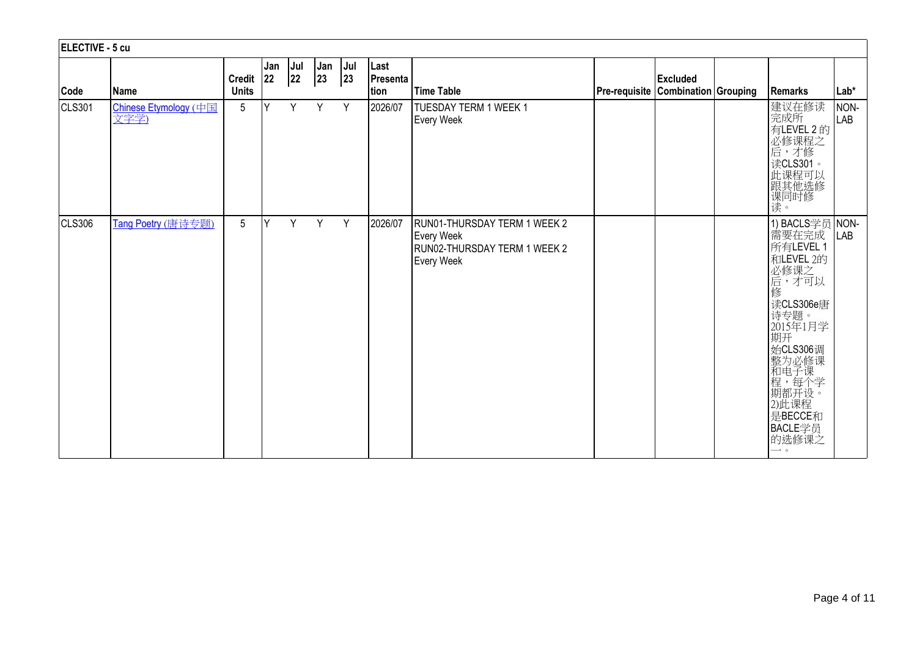| ELECTIVE - 5 cu | | | | | | | | | | | | | |
|---|---|---|---|---|---|---|---|---|---|---|---|---|---|
| Code | Name | Credit Units | Jan 22 | Jul 22 | Jan 23 | Jul 23 | Last Presentation | Time Table | Pre-requisite | Excluded Combination | Grouping | Remarks | Lab* |
| CLS301 | Chinese Etymology (中国文字学) | 5 | Y | Y | Y | Y | 2026/07 | TUESDAY TERM 1 WEEK 1 Every Week | | | | 建议在修读完成所有LEVEL 2 的必修课程之后，才修读CLS301。此课程可以跟其他选修课同时修读。 | NON-LAB |
| CLS306 | Tang Poetry (唐诗专题) | 5 | Y | Y | Y | Y | 2026/07 | RUN01-THURSDAY TERM 1 WEEK 2 Every Week RUN02-THURSDAY TERM 1 WEEK 2 Every Week | | | | 1) BACLS学员需要在完成所有LEVEL 1和LEVEL 2的必修课之后，才可以修读CLS306e唐诗专题。2015年1月学期开始CLS306调整为必修课和电子课程，每个学期都开设。2)此课程是BECCE和BACLE学员的选修课之一。 | NON-LAB |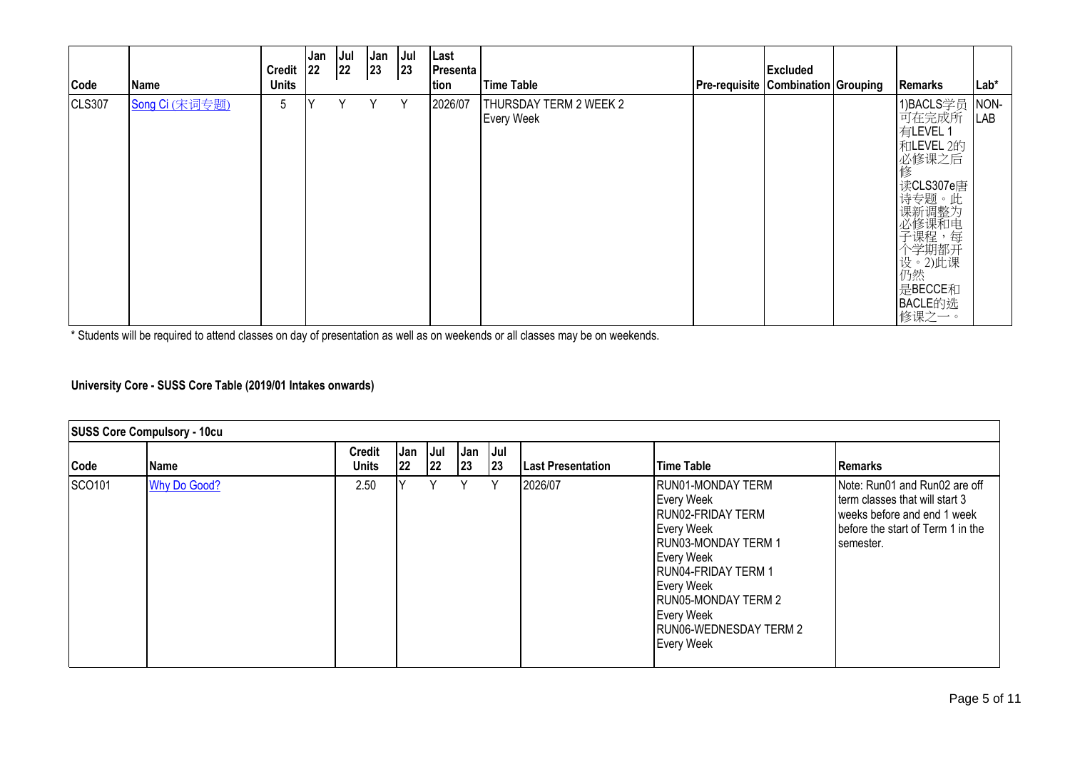| Code | Name | Credit Units | Jan 22 | Jul 22 | Jan 23 | Jul 23 | Last Presentation | Time Table | Pre-requisite | Excluded Combination | Grouping | Remarks | Lab* |
|---|---|---|---|---|---|---|---|---|---|---|---|---|---|
| CLS307 | Song Ci (宋词专题) | 5 | Y | Y | Y | Y | 2026/07 | THURSDAY TERM 2 WEEK 2<br>Every Week | | | | 1)BACLS学员可在完成所有LEVEL 1和LEVEL 2的必修课之后修读CLS307e唐诗专题。此课新调整为必修课和电子课程，每个学期都开设。2)此课仍然是BECCE和BACLE的选修课之一。 | NON-LAB |

* Students will be required to attend classes on day of presentation as well as on weekends or all classes may be on weekends.

**University Core - SUSS Core Table (2019/01 Intakes onwards)**

| SUSS Core Compulsory - 10cu | | | | | | | | | |
|---|---|---|---|---|---|---|---|---|---|
| **Code** | **Name** | **Credit Units** | **Jan 22** | **Jul 22** | **Jan 23** | **Jul 23** | **Last Presentation** | **Time Table** | **Remarks** |
| SCO101 | Why Do Good? | 2.50 | Y | Y | Y | Y | 2026/07 | RUN01-MONDAY TERM<br>Every Week<br>RUN02-FRIDAY TERM<br>Every Week<br>RUN03-MONDAY TERM 1<br>Every Week<br>RUN04-FRIDAY TERM 1<br>Every Week<br>RUN05-MONDAY TERM 2<br>Every Week<br>RUN06-WEDNESDAY TERM 2<br>Every Week | Note: Run01 and Run02 are off term classes that will start 3 weeks before and end 1 week before the start of Term 1 in the semester. |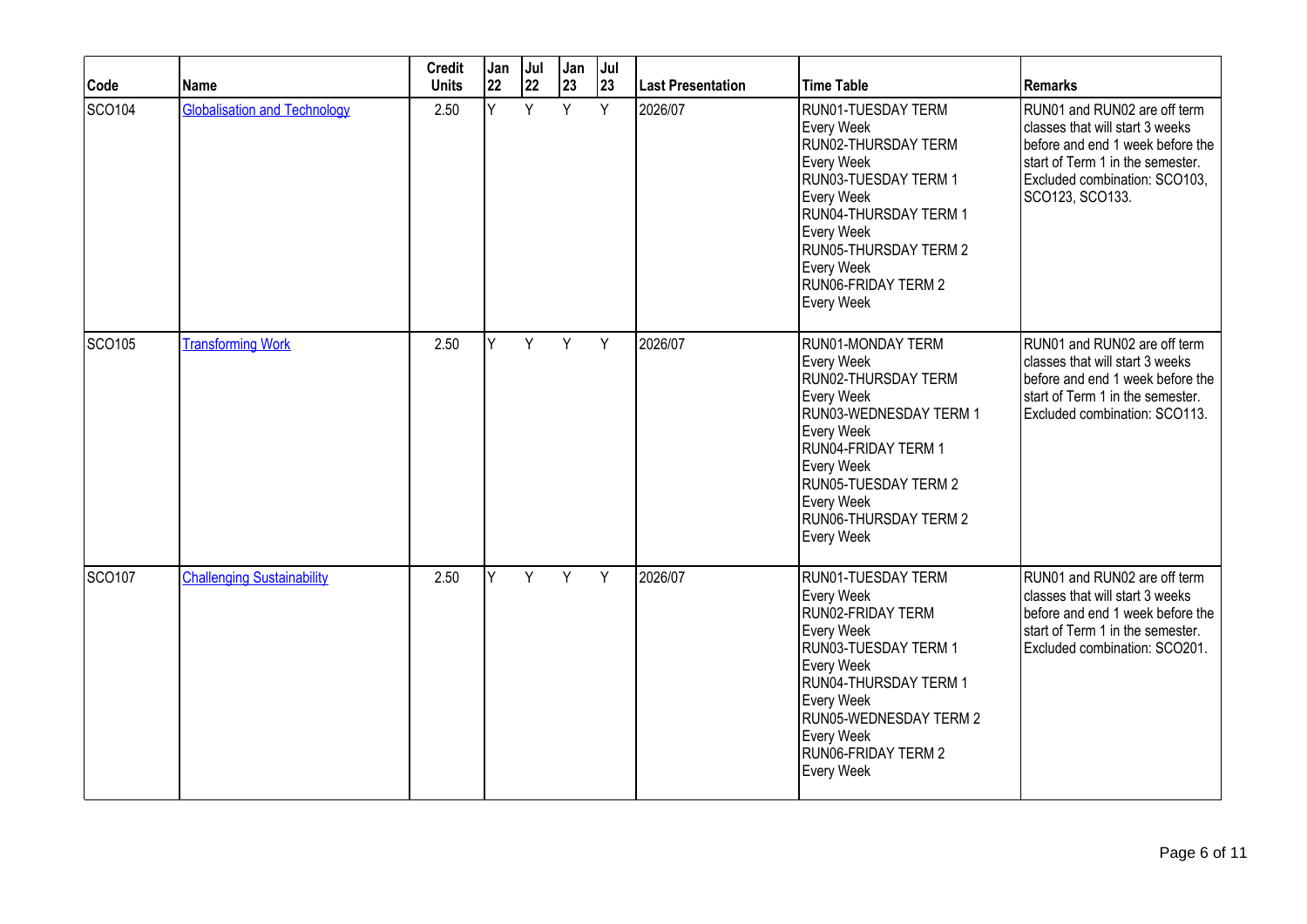| Code | Name | Credit Units | Jan 22 | Jul 22 | Jan 23 | Jul 23 | Last Presentation | Time Table | Remarks |
|---|---|---|---|---|---|---|---|---|---|
| SCO104 | Globalisation and Technology | 2.50 | Y | Y | Y | Y | 2026/07 | RUN01-TUESDAY TERM Every Week RUN02-THURSDAY TERM Every Week RUN03-TUESDAY TERM 1 Every Week RUN04-THURSDAY TERM 1 Every Week RUN05-THURSDAY TERM 2 Every Week RUN06-FRIDAY TERM 2 Every Week | RUN01 and RUN02 are off term classes that will start 3 weeks before and end 1 week before the start of Term 1 in the semester. Excluded combination: SCO103, SCO123, SCO133. |
| SCO105 | Transforming Work | 2.50 | Y | Y | Y | Y | 2026/07 | RUN01-MONDAY TERM Every Week RUN02-THURSDAY TERM Every Week RUN03-WEDNESDAY TERM 1 Every Week RUN04-FRIDAY TERM 1 Every Week RUN05-TUESDAY TERM 2 Every Week RUN06-THURSDAY TERM 2 Every Week | RUN01 and RUN02 are off term classes that will start 3 weeks before and end 1 week before the start of Term 1 in the semester. Excluded combination: SCO113. |
| SCO107 | Challenging Sustainability | 2.50 | Y | Y | Y | Y | 2026/07 | RUN01-TUESDAY TERM Every Week RUN02-FRIDAY TERM Every Week RUN03-TUESDAY TERM 1 Every Week RUN04-THURSDAY TERM 1 Every Week RUN05-WEDNESDAY TERM 2 Every Week RUN06-FRIDAY TERM 2 Every Week | RUN01 and RUN02 are off term classes that will start 3 weeks before and end 1 week before the start of Term 1 in the semester. Excluded combination: SCO201. |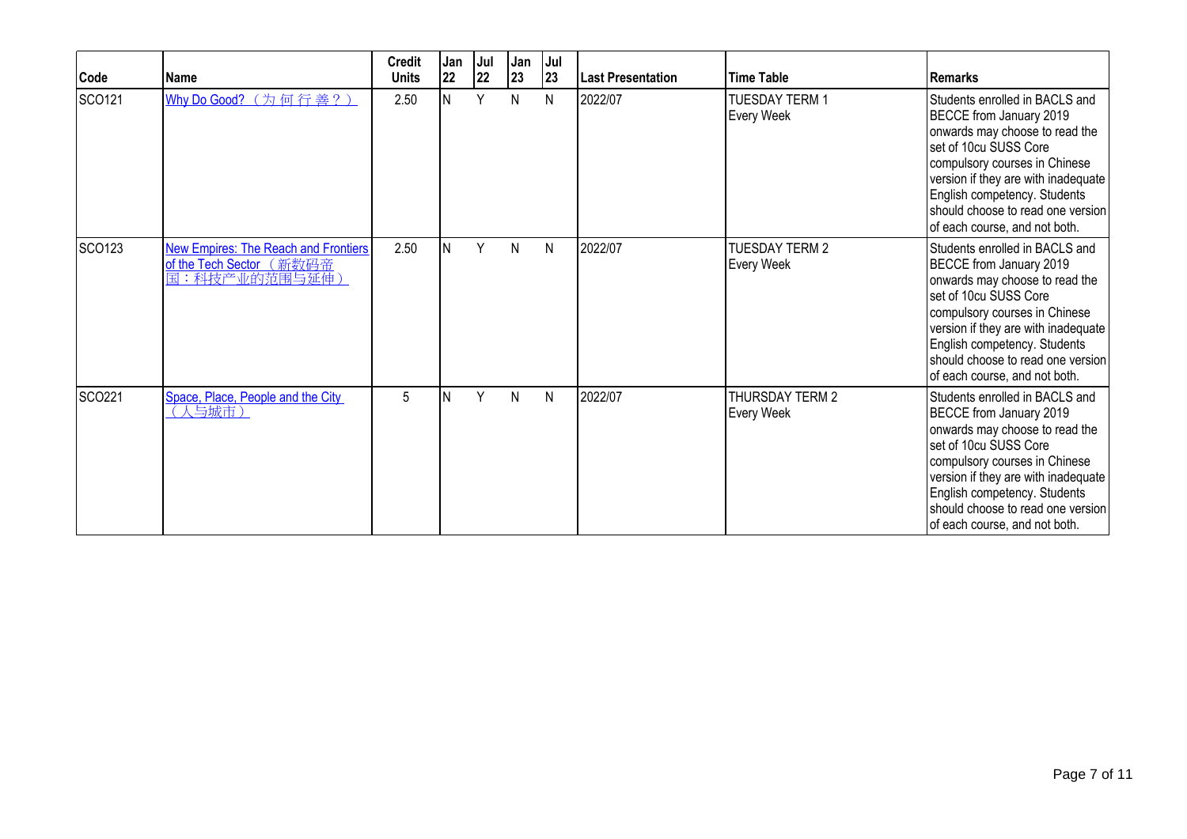| Code | Name | Credit Units | Jan 22 | Jul 22 | Jan 23 | Jul 23 | Last Presentation | Time Table | Remarks |
|---|---|---|---|---|---|---|---|---|---|
| SCO121 | Why Do Good?（为何行善？） | 2.50 | N | Y | N | N | 2022/07 | TUESDAY TERM 1 Every Week | Students enrolled in BACLS and BECCE from January 2019 onwards may choose to read the set of 10cu SUSS Core compulsory courses in Chinese version if they are with inadequate English competency. Students should choose to read one version of each course, and not both. |
| SCO123 | New Empires: The Reach and Frontiers of the Tech Sector（新数码帝国：科技产业的范围与延伸） | 2.50 | N | Y | N | N | 2022/07 | TUESDAY TERM 2 Every Week | Students enrolled in BACLS and BECCE from January 2019 onwards may choose to read the set of 10cu SUSS Core compulsory courses in Chinese version if they are with inadequate English competency. Students should choose to read one version of each course, and not both. |
| SCO221 | Space, Place, People and the City（人与城市） | 5 | N | Y | N | N | 2022/07 | THURSDAY TERM 2 Every Week | Students enrolled in BACLS and BECCE from January 2019 onwards may choose to read the set of 10cu SUSS Core compulsory courses in Chinese version if they are with inadequate English competency. Students should choose to read one version of each course, and not both. |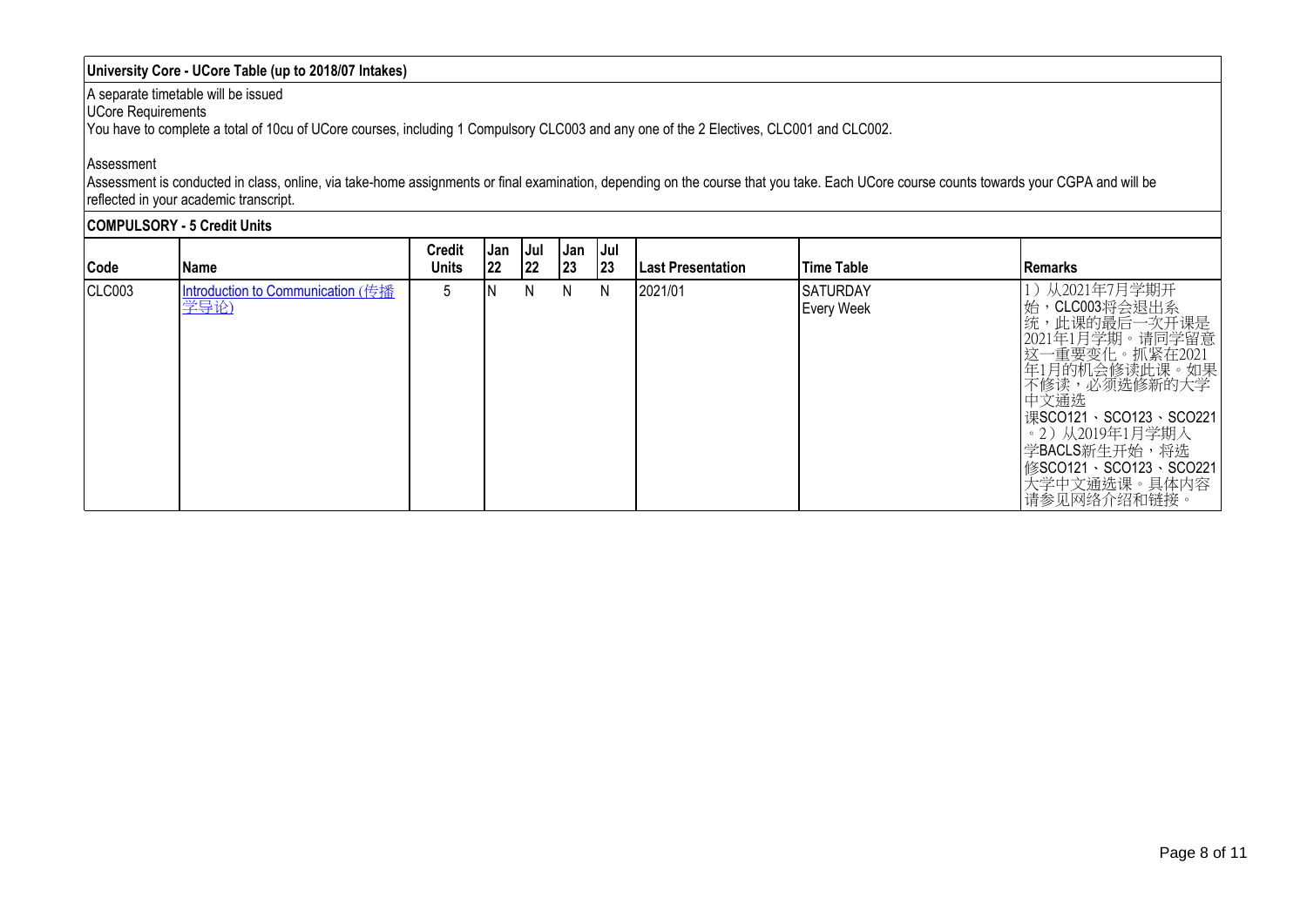## University Core - UCore Table (up to 2018/07 Intakes)

A separate timetable will be issued

UCore Requirements

You have to complete a total of 10cu of UCore courses, including 1 Compulsory CLC003 and any one of the 2 Electives, CLC001 and CLC002.

Assessment

Assessment is conducted in class, online, via take-home assignments or final examination, depending on the course that you take. Each UCore course counts towards your CGPA and will be reflected in your academic transcript.

### COMPULSORY - 5 Credit Units

| Code | Name | Credit Units | Jan 22 | Jul 22 | Jan 23 | Jul 23 | Last Presentation | Time Table | Remarks |
|---|---|---|---|---|---|---|---|---|---|
| CLC003 | Introduction to Communication (传播学导论) | 5 | N | N | N | N | 2021/01 | SATURDAY Every Week | 1）从2021年7月学期开始，CLC003将会退出系统，此课的最后一次开课是2021年1月学期。请同学留意这一重要变化。抓紧在2021年1月的机会修读此课。如果不修读，必须选修新的大学中文通选课SCO121、SCO123、SCO221。2）从2019年1月学期入学BACLS新生开始，将选修SCO121、SCO123、SCO221大学中文通选课。具体内容请参见网络介绍和链接。 |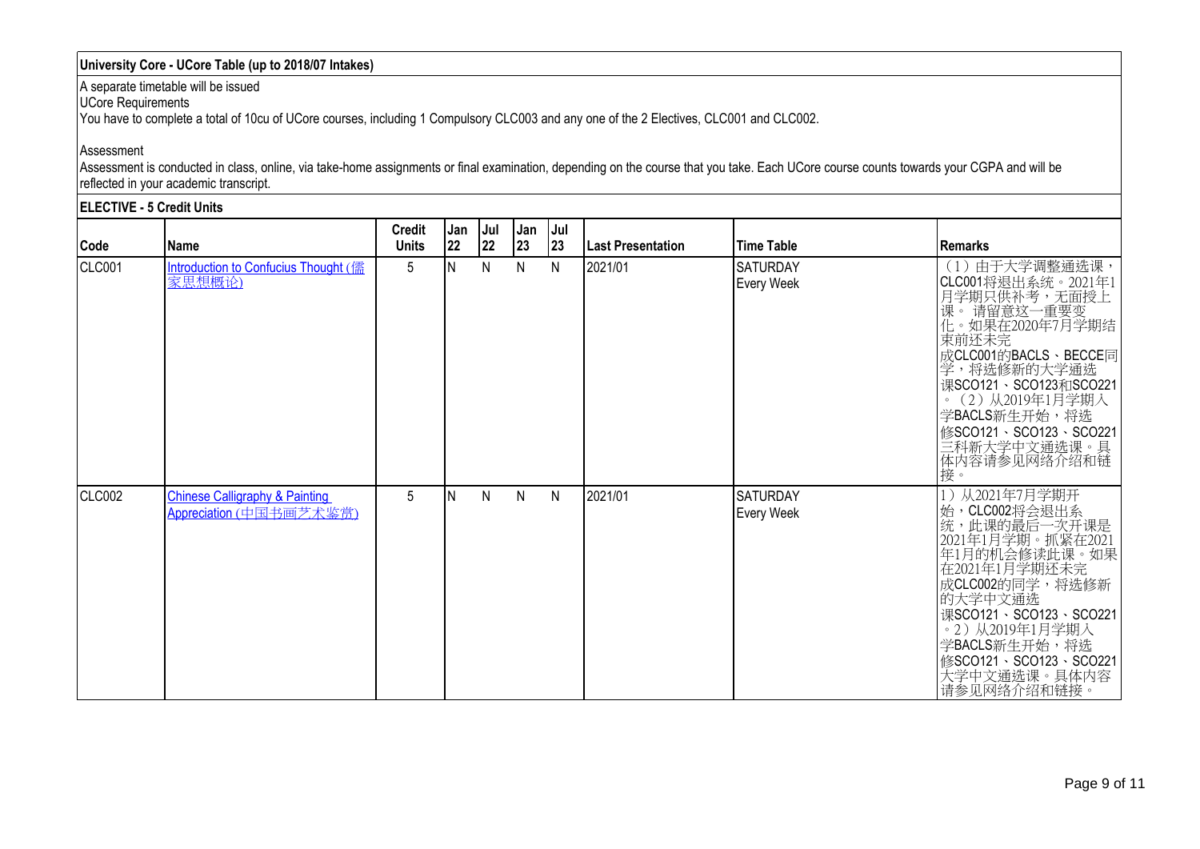**University Core - UCore Table (up to 2018/07 Intakes)**

A separate timetable will be issued

UCore Requirements

You have to complete a total of 10cu of UCore courses, including 1 Compulsory CLC003 and any one of the 2 Electives, CLC001 and CLC002.

Assessment

Assessment is conducted in class, online, via take-home assignments or final examination, depending on the course that you take. Each UCore course counts towards your CGPA and will be reflected in your academic transcript.

**ELECTIVE - 5 Credit Units**

| Code | Name | Credit Units | Jan 22 | Jul 22 | Jan 23 | Jul 23 | Last Presentation | Time Table | Remarks |
|---|---|---|---|---|---|---|---|---|---|
| CLC001 | Introduction to Confucius Thought (儒家思想概论) | 5 | N | N | N | N | 2021/01 | SATURDAY Every Week | （1）由于大学调整通选课，CLC001将退出系统。2021年1月学期只供补考，无面授上课。 请留意这一重要变化。如果在2020年7月学期结束前还未完成CLC001的BACLS、BECCE同学，将选修新的大学通选课SCO121、SCO123和SCO221。（2）从2019年1月学期入学BACLS新生开始，将选修SCO121、SCO123、SCO221三科新大学中文通选课。具体内容请参见网络介绍和链接。 |
| CLC002 | Chinese Calligraphy & Painting Appreciation (中国书画艺术鉴赏) | 5 | N | N | N | N | 2021/01 | SATURDAY Every Week | 1）从2021年7月学期开始，CLC002将会退出系统，此课的最后一次开课是2021年1月学期。抓紧在2021年1月的机会修读此课。如果在2021年1月学期还未完成CLC002的同学，将选修新的大学中文通选课SCO121、SCO123、SCO221。2）从2019年1月学期入学BACLS新生开始，将选修SCO121、SCO123、SCO221大学中文通选课。具体内容请参见网络介绍和链接。 |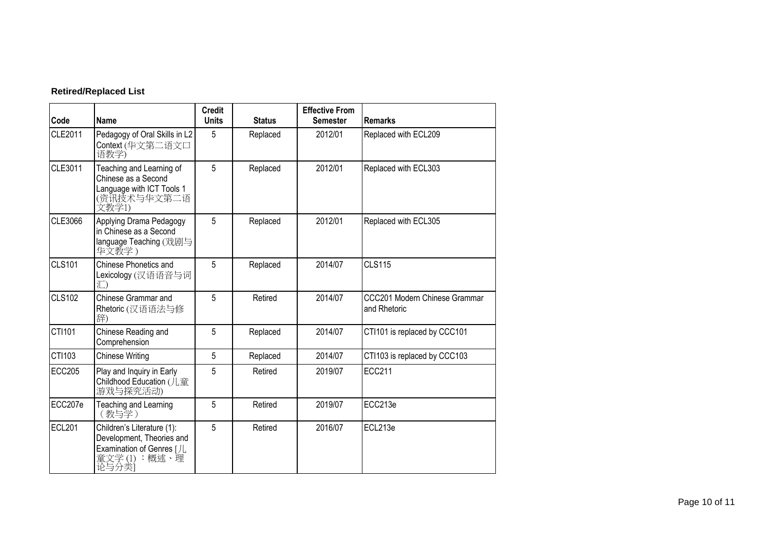**Retired/Replaced List**

| Code | Name | Credit Units | Status | Effective From Semester | Remarks |
|---|---|---|---|---|---|
| CLE2011 | Pedagogy of Oral Skills in L2 Context (华文第二语文口语教学) | 5 | Replaced | 2012/01 | Replaced with ECL209 |
| CLE3011 | Teaching and Learning of Chinese as a Second Language with ICT Tools 1 (资讯技术与华文第二语文教学1) | 5 | Replaced | 2012/01 | Replaced with ECL303 |
| CLE3066 | Applying Drama Pedagogy in Chinese as a Second language Teaching (戏剧与华文教学) | 5 | Replaced | 2012/01 | Replaced with ECL305 |
| CLS101 | Chinese Phonetics and Lexicology (汉语语音与词汇) | 5 | Replaced | 2014/07 | CLS115 |
| CLS102 | Chinese Grammar and Rhetoric (汉语语法与修辞) | 5 | Retired | 2014/07 | CCC201 Modern Chinese Grammar and Rhetoric |
| CTI101 | Chinese Reading and Comprehension | 5 | Replaced | 2014/07 | CTI101 is replaced by CCC101 |
| CTI103 | Chinese Writing | 5 | Replaced | 2014/07 | CTI103 is replaced by CCC103 |
| ECC205 | Play and Inquiry in Early Childhood Education (儿童游戏与探究活动) | 5 | Retired | 2019/07 | ECC211 |
| ECC207e | Teaching and Learning （教与学） | 5 | Retired | 2019/07 | ECC213e |
| ECL201 | Children's Literature (1): Development, Theories and Examination of Genres [儿童文学 (1) ：概述、理论与分类] | 5 | Retired | 2016/07 | ECL213e |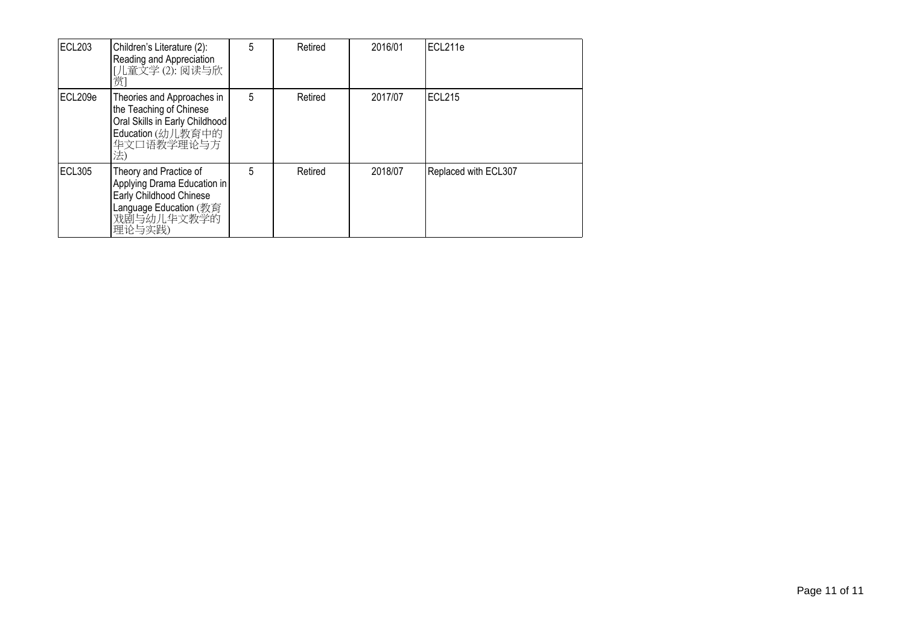| | | | | | |
|---|---|---|---|---|---|
| ECL203 | Children's Literature (2): Reading and Appreciation [儿童文学 (2): 阅读与欣赏] | 5 | Retired | 2016/01 | ECL211e |
| ECL209e | Theories and Approaches in the Teaching of Chinese Oral Skills in Early Childhood Education (幼儿教育中的华文口语教学理论与方法) | 5 | Retired | 2017/07 | ECL215 |
| ECL305 | Theory and Practice of Applying Drama Education in Early Childhood Chinese Language Education (教育戏剧与幼儿华文教学的理论与实践) | 5 | Retired | 2018/07 | Replaced with ECL307 |